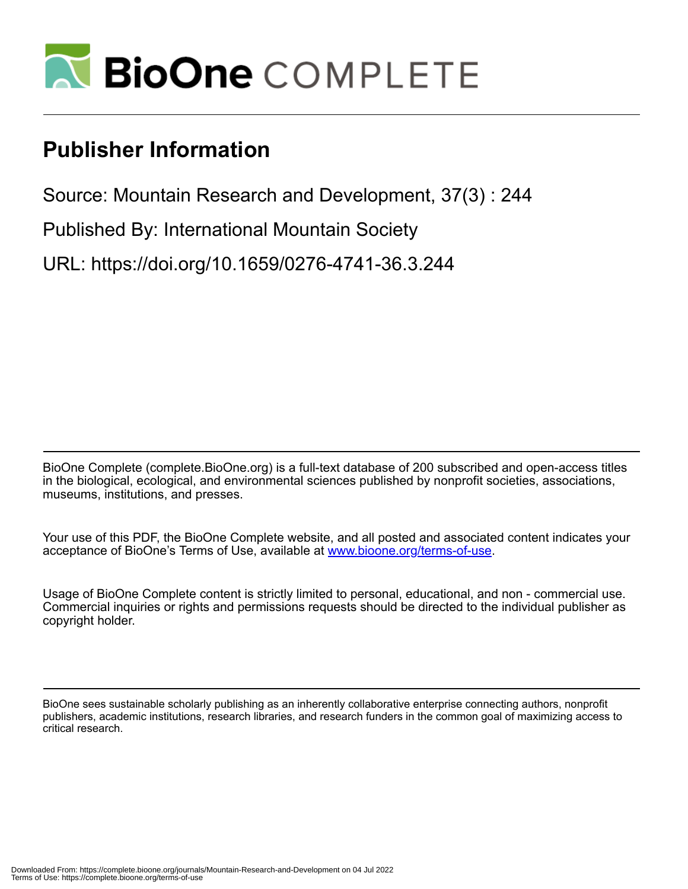# BioOne COMPLETE

## Publisher Information

Source: Mountain Research and Development, 37(3) : 244

Published By: International Mountain Society

URL: https://doi.org/10.1659/0276-4741-36.3.244

---

BioOne Complete (complete.BioOne.org) is a full-text database of 200 subscribed and open-access titles in the biological, ecological, and environmental sciences published by nonprofit societies, associations, museums, institutions, and presses.

Your use of this PDF, the BioOne Complete website, and all posted and associated content indicates your acceptance of BioOne's Terms of Use, available at www.bioone.org/terms-of-use.

Usage of BioOne Complete content is strictly limited to personal, educational, and non - commercial use. Commercial inquiries or rights and permissions requests should be directed to the individual publisher as copyright holder.

---

BioOne sees sustainable scholarly publishing as an inherently collaborative enterprise connecting authors, nonprofit publishers, academic institutions, research libraries, and research funders in the common goal of maximizing access to critical research.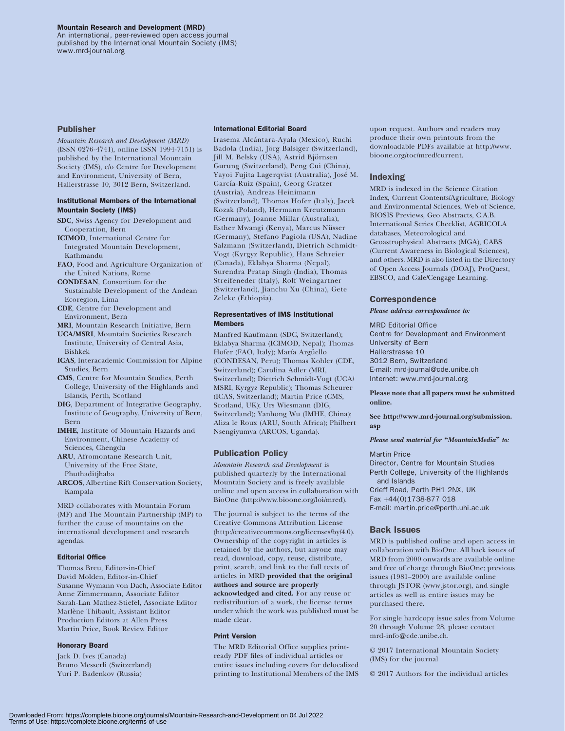**Mountain Research and Development (MRD)**
An international, peer-reviewed open access journal
published by the International Mountain Society (IMS)
www.mrd-journal.org

## Publisher

*Mountain Research and Development (MRD)* (ISSN 0276-4741), online ISSN 1994-7151) is published by the International Mountain Society (IMS), c/o Centre for Development and Environment, University of Bern, Hallerstrasse 10, 3012 Bern, Switzerland.

### Institutional Members of the International Mountain Society (IMS)

**SDC**, Swiss Agency for Development and Cooperation, Bern
**ICIMOD**, International Centre for Integrated Mountain Development, Kathmandu
**FAO**, Food and Agriculture Organization of the United Nations, Rome
**CONDESAN**, Consortium for the Sustainable Development of the Andean Ecoregion, Lima
**CDE**, Centre for Development and Environment, Bern
**MRI**, Mountain Research Initiative, Bern
**UCA/MSRI**, Mountain Societies Research Institute, University of Central Asia, Bishkek
**ICAS**, Interacademic Commission for Alpine Studies, Bern
**CMS**, Centre for Mountain Studies, Perth College, University of the Highlands and Islands, Perth, Scotland
**DIG**, Department of Integrative Geography, Institute of Geography, University of Bern, Bern
**IMHE**, Institute of Mountain Hazards and Environment, Chinese Academy of Sciences, Chengdu
**ARU**, Afromontane Research Unit, University of the Free State, Phuthaditjhaba
**ARCOS**, Albertine Rift Conservation Society, Kampala

MRD collaborates with Mountain Forum (MF) and The Mountain Partnership (MP) to further the cause of mountains on the international development and research agendas.

### Editorial Office

Thomas Breu, Editor-in-Chief
David Molden, Editor-in-Chief
Susanne Wymann von Dach, Associate Editor
Anne Zimmermann, Associate Editor
Sarah-Lan Mathez-Stiefel, Associate Editor
Marlène Thibault, Assistant Editor
Production Editors at Allen Press
Martin Price, Book Review Editor

### Honorary Board

Jack D. Ives (Canada)
Bruno Messerli (Switzerland)
Yuri P. Badenkov (Russia)

### International Editorial Board

Irasema Alcántara-Ayala (Mexico), Ruchi Badola (India), Jörg Balsiger (Switzerland), Jill M. Belsky (USA), Astrid Björnsen Gurung (Switzerland), Peng Cui (China), Yayoi Fujita Lagerqvist (Australia), José M. García-Ruiz (Spain), Georg Gratzer (Austria), Andreas Heinimann (Switzerland), Thomas Hofer (Italy), Jacek Kozak (Poland), Hermann Kreutzmann (Germany), Joanne Millar (Australia), Esther Mwangi (Kenya), Marcus Nüsser (Germany), Stefano Pagiola (USA), Nadine Salzmann (Switzerland), Dietrich Schmidt-Vogt (Kyrgyz Republic), Hans Schreier (Canada), Eklabya Sharma (Nepal), Surendra Pratap Singh (India), Thomas Streifeneder (Italy), Rolf Weingartner (Switzerland), Jianchu Xu (China), Gete Zeleke (Ethiopia).

### Representatives of IMS Institutional Members

Manfred Kaufmann (SDC, Switzerland); Eklabya Sharma (ICIMOD, Nepal); Thomas Hofer (FAO, Italy); María Argüello (CONDESAN, Peru); Thomas Kohler (CDE, Switzerland); Carolina Adler (MRI, Switzerland); Dietrich Schmidt-Vogt (UCA/MSRI, Kyrgyz Republic); Thomas Scheurer (ICAS, Switzerland); Martin Price (CMS, Scotland, UK); Urs Wiesmann (DIG, Switzerland); Yanhong Wu (IMHE, China); Aliza le Roux (ARU, South Africa); Philbert Nsengiyumva (ARCOS, Uganda).

## Publication Policy

*Mountain Research and Development* is published quarterly by the International Mountain Society and is freely available online and open access in collaboration with BioOne (http://www.bioone.org/loi/mred).

The journal is subject to the terms of the Creative Commons Attribution License (http://creativecommons.org/licenses/by/4.0). Ownership of the copyright in articles is retained by the authors, but anyone may read, download, copy, reuse, distribute, print, search, and link to the full texts of articles in MRD **provided that the original authors and source are properly acknowledged and cited.** For any reuse or redistribution of a work, the license terms under which the work was published must be made clear.

### Print Version

The MRD Editorial Office supplies print-ready PDF files of individual articles or entire issues including covers for delocalized printing to Institutional Members of the IMS upon request. Authors and readers may produce their own printouts from the downloadable PDFs available at http://www.bioone.org/toc/mred/current.

## Indexing

MRD is indexed in the Science Citation Index, Current Contents/Agriculture, Biology and Environmental Sciences, Web of Science, BIOSIS Previews, Geo Abstracts, C.A.B. International Series Checklist, AGRICOLA databases, Meteorological and Geoastrophysical Abstracts (MGA), CABS (Current Awareness in Biological Sciences), and others. MRD is also listed in the Directory of Open Access Journals (DOAJ), ProQuest, EBSCO, and Gale/Cengage Learning.

## Correspondence

***Please address correspondence to:***

MRD Editorial Office
Centre for Development and Environment
University of Bern
Hallerstrasse 10
3012 Bern, Switzerland
E-mail: mrd-journal@cde.unibe.ch
Internet: www.mrd-journal.org

**Please note that all papers must be submitted online.**

**See http://www.mrd-journal.org/submission.asp**

***Please send material for "MountainMedia" to:***

Martin Price
Director, Centre for Mountain Studies
Perth College, University of the Highlands and Islands
Crieff Road, Perth PH1 2NX, UK
Fax +44(0)1738-877 018
E-mail: martin.price@perth.uhi.ac.uk

## Back Issues

MRD is published online and open access in collaboration with BioOne. All back issues of MRD from 2000 onwards are available online and free of charge through BioOne; previous issues (1981–2000) are available online through JSTOR (www.jstor.org), and single articles as well as entire issues may be purchased there.

For single hardcopy issue sales from Volume 20 through Volume 28, please contact mrd-info@cde.unibe.ch.

© 2017 International Mountain Society (IMS) for the journal

© 2017 Authors for the individual articles